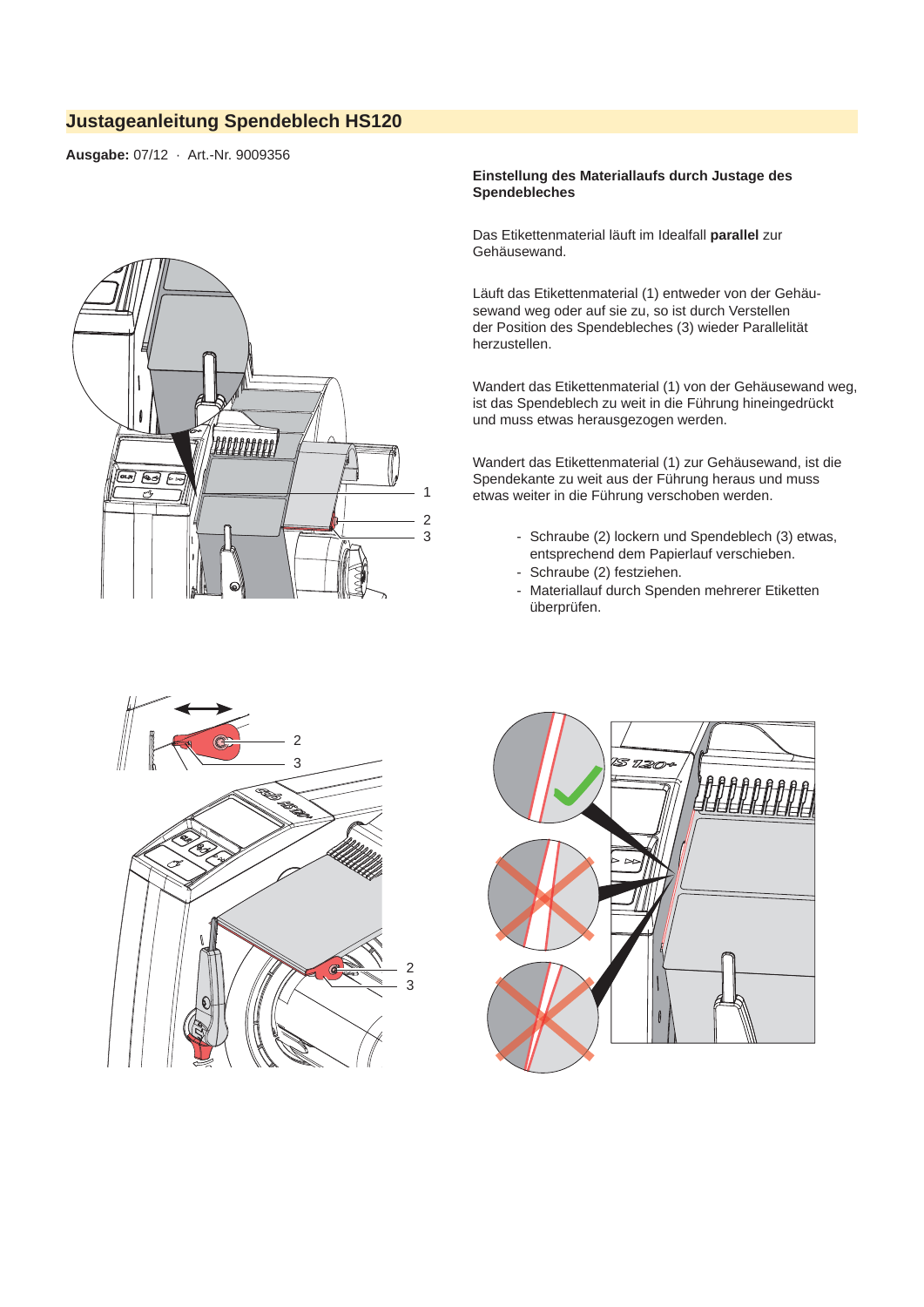# Justageanleitung Spendeblech HS120

**Ausgabe:** 07/12 · Art.-Nr. 9009356

1
2
3

### Einstellung des Materiallaufs durch Justage des Spendebleches

Das Etikettenmaterial läuft im Idealfall **parallel** zur Gehäusewand.

Läuft das Etikettenmaterial (1) entweder von der Gehäusewand weg oder auf sie zu, so ist durch Verstellen der Position des Spendebleches (3) wieder Parallelität herzustellen.

Wandert das Etikettenmaterial (1) von der Gehäusewand weg, ist das Spendeblech zu weit in die Führung hineingedrückt und muss etwas herausgezogen werden.

Wandert das Etikettenmaterial (1) zur Gehäusewand, ist die Spendekante zu weit aus der Führung heraus und muss etwas weiter in die Führung verschoben werden.

- Schraube (2) lockern und Spendeblech (3) etwas, entsprechend dem Papierlauf verschieben.
- Schraube (2) festziehen.
- Materiallauf durch Spenden mehrerer Etiketten überprüfen.

2
3

2
3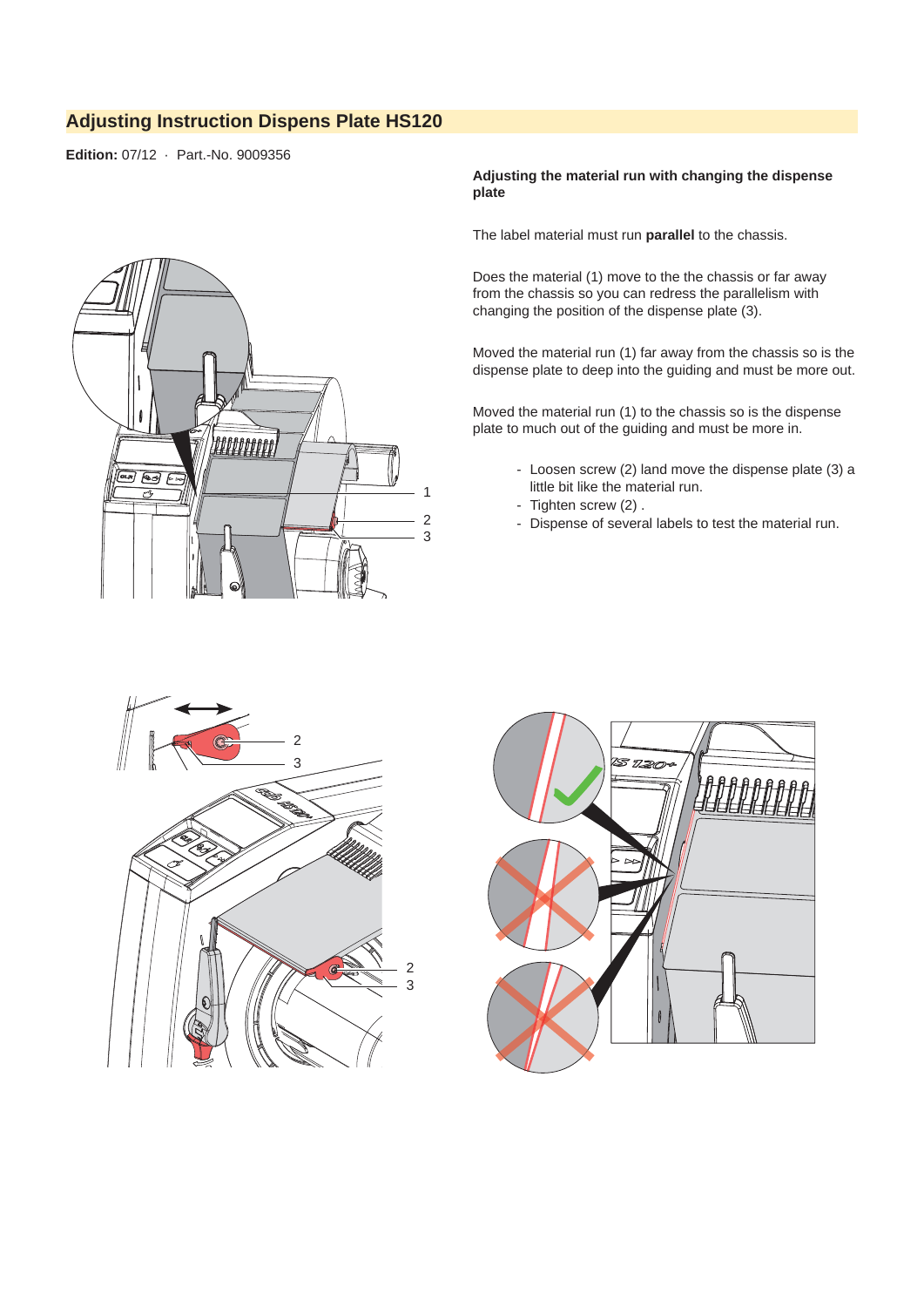## Adjusting Instruction Dispens Plate HS120

**Edition:** 07/12 · Part.-No. 9009356

**Adjusting the material run with changing the dispense plate**

The label material must run **parallel** to the chassis.

Does the material (1) move to the the chassis or far away from the chassis so you can redress the parallelism with changing the position of the dispense plate (3).

Moved the material run (1) far away from the chassis so is the dispense plate to deep into the guiding and must be more out.

Moved the material run (1) to the chassis so is the dispense plate to much out of the guiding and must be more in.

- Loosen screw (2) land move the dispense plate (3) a little bit like the material run.
- Tighten screw (2) .
- Dispense of several labels to test the material run.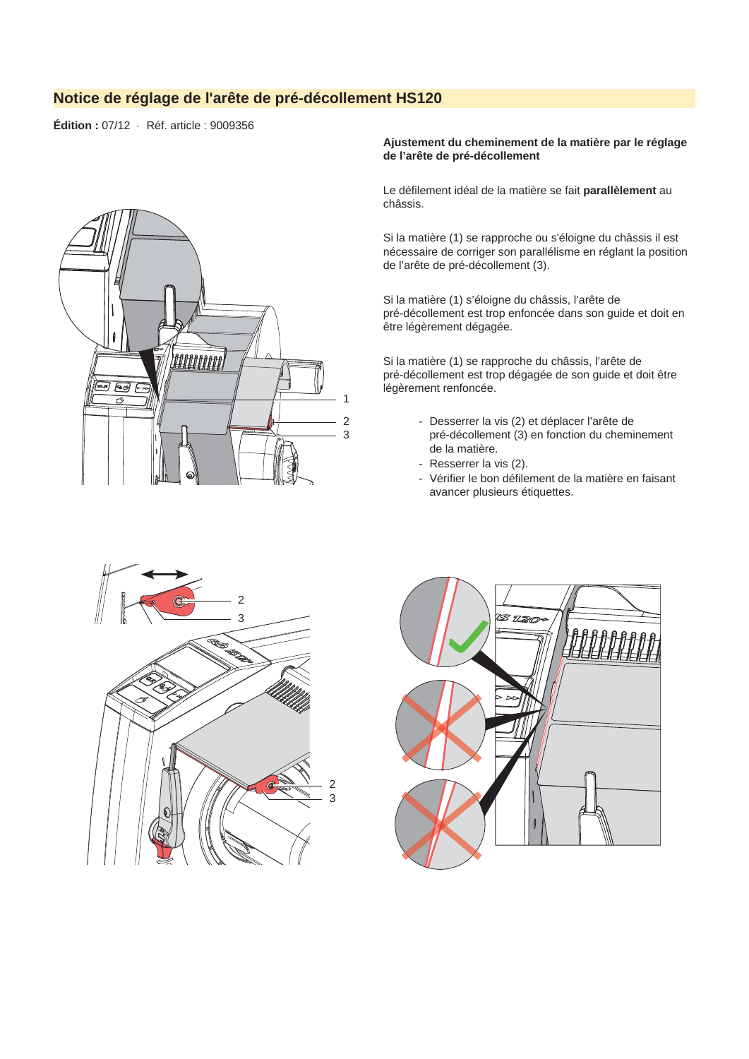## Notice de réglage de l'arête de pré-décollement HS120

**Édition :** 07/12 · Réf. article : 9009356

1
2
3

**Ajustement du cheminement de la matière par le réglage de l'arête de pré-décollement**

Le défilement idéal de la matière se fait **parallèlement** au châssis.

Si la matière (1) se rapproche ou s'éloigne du châssis il est nécessaire de corriger son parallélisme en réglant la position de l'arête de pré-décollement (3).

Si la matière (1) s'éloigne du châssis, l'arête de pré-décollement est trop enfoncée dans son guide et doit en être légèrement dégagée.

Si la matière (1) se rapproche du châssis, l'arête de pré-décollement est trop dégagée de son guide et doit être légèrement renfoncée.

- Desserrer la vis (2) et déplacer l'arête de pré-décollement (3) en fonction du cheminement de la matière.
- Resserrer la vis (2).
- Vérifier le bon défilement de la matière en faisant avancer plusieurs étiquettes.

2
3
2
3